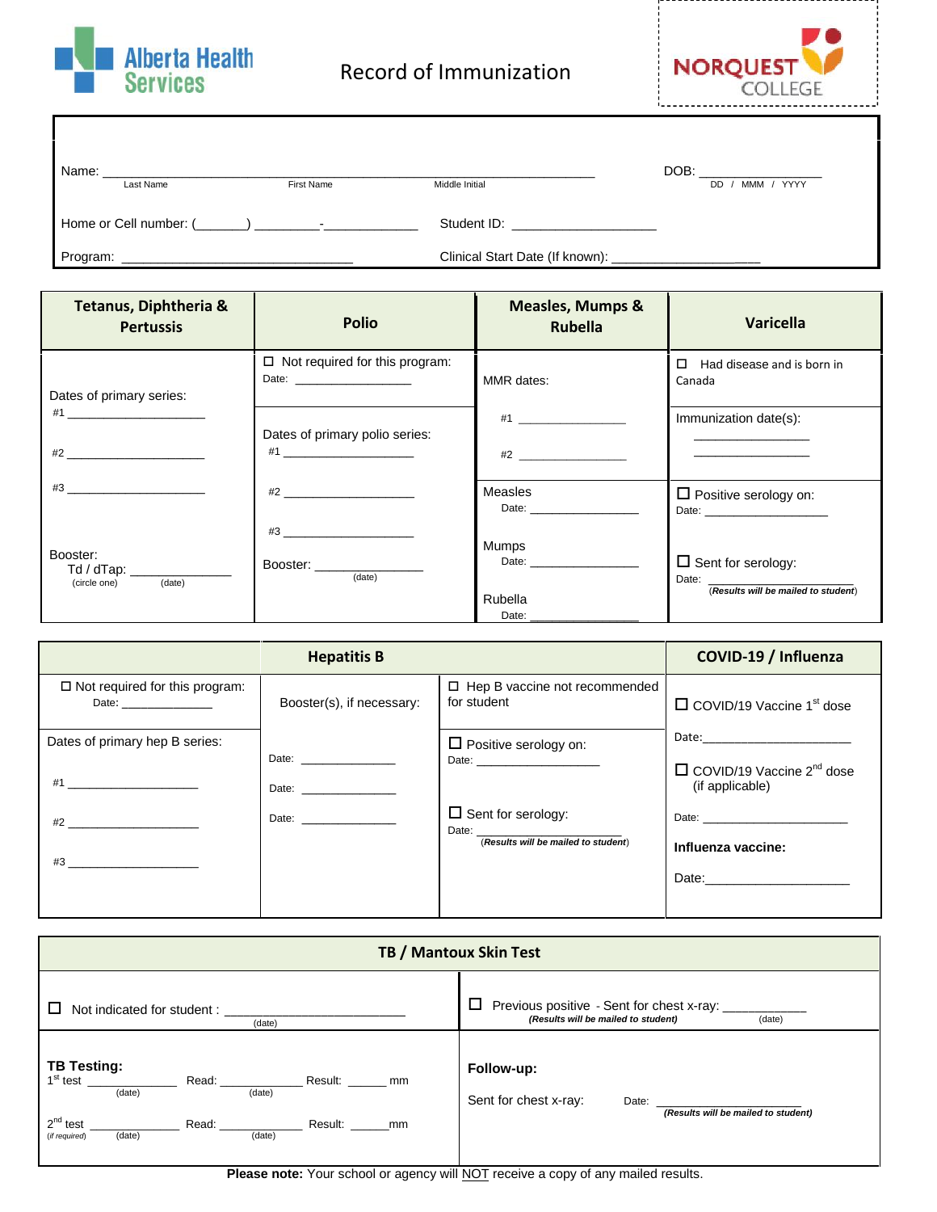Alberta Health Services

# Record of Immunization

NORQUEST COLLEGE

Name: ______________________________________________________________ DOB: _______________

Last Name First Name Middle Initial DD / MMM / YYYY

Home or Cell number: (_______) _________-_____________ Student ID: ____________________

Program: ________________________________ Clinical Start Date (If known): ____________________

| Tetanus, Diphtheria & Pertussis | Polio | Measles, Mumps & Rubella | Varicella |
|---|---|---|---|
| Dates of primary series:<br>#1 ____________________<br>#2 ____________________<br>#3 ____________________ | ☐ Not required for this program:<br>Date: _________________ | MMR dates:<br>#1 _______________<br>#2 _______________ | ☐ Had disease and is born in Canada |
| | Dates of primary polio series:<br>#1 ___________________<br>#2 ___________________<br>#3 ___________________ | | Immunization date(s):<br>________________<br>________________ |
| Booster:<br>Td / dTap: _____________<br>(circle one) (date) | Booster: _______________<br>(date) | Measles<br>Date: ________________<br>Mumps<br>Date: ________________<br>Rubella<br>Date: ________________ | ☐ Positive serology on:<br>Date: __________________<br>☐ Sent for serology:<br>Date: ____________________<br>(*Results will be mailed to student*) |

| Hepatitis B | | | COVID-19 / Influenza |
|---|---|---|---|
| ☐ Not required for this program:<br>Date: ______________ | Booster(s), if necessary: | ☐ Hep B vaccine not recommended for student | ☐ COVID/19 Vaccine 1st dose<br>Date:______________________<br>☐ COVID/19 Vaccine 2nd dose (if applicable)<br>Date: _____________________<br>**Influenza vaccine:**<br>Date:_____________________ |
| Dates of primary hep B series:<br>#1 ___________________<br>#2 ___________________<br>#3 ___________________ | Date: ______________<br>Date: ______________<br>Date: ______________ | ☐ Positive serology on:<br>Date: __________________<br>☐ Sent for serology:<br>Date: ______________________<br>(*Results will be mailed to student*) | |

| TB / Mantoux Skin Test | |
|---|---|
| ☐ Not indicated for student : _________________________<br>(date) | ☐ Previous positive - Sent for chest x-ray: ___________<br>(*Results will be mailed to student*) (date) |
| **TB Testing:**<br>1st test ____________ Read: ____________ Result: ______ mm<br>(date) (date)<br>2nd test ____________ Read: ____________ Result: ______mm<br>(*if required*) (date) (date) | **Follow-up:**<br>Sent for chest x-ray: Date: ______________________<br>(*Results will be mailed to student*) |

**Please note:** Your school or agency will NOT receive a copy of any mailed results.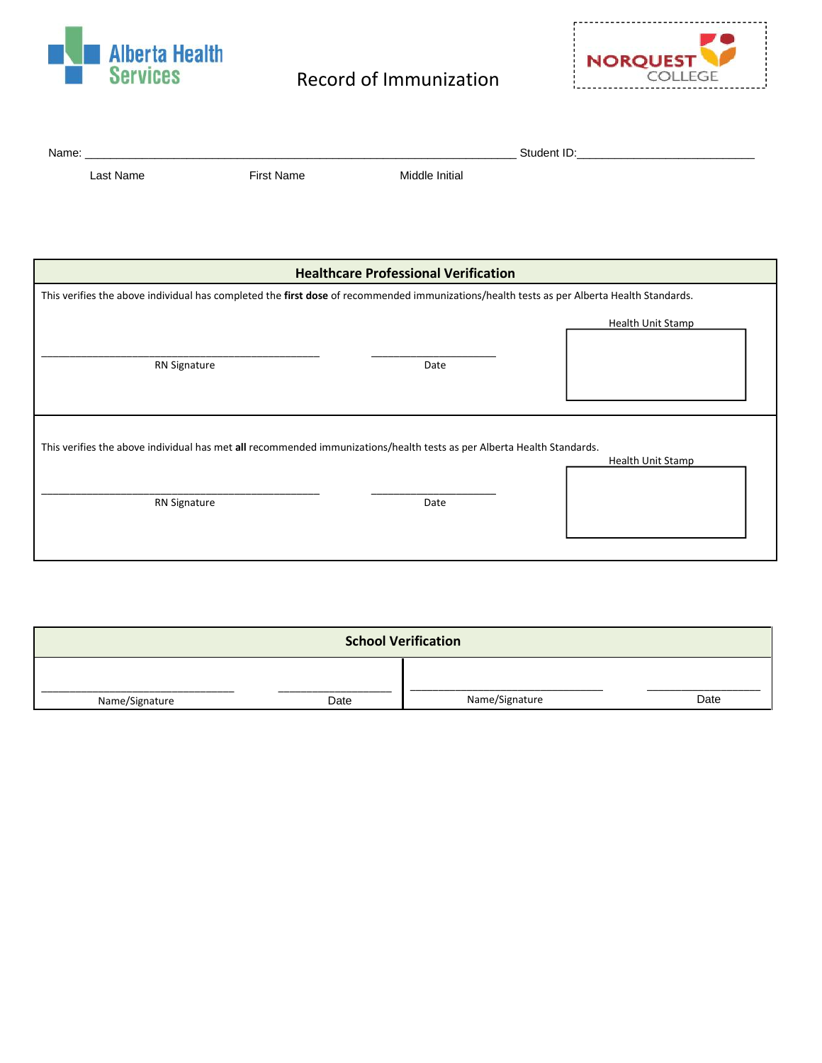Alberta Health Services

# Record of Immunization

NORQUEST COLLEGE

Name: ______________________________________________________________ Student ID:__________________________

Last Name First Name Middle Initial

## Healthcare Professional Verification

This verifies the above individual has completed the **first dose** of recommended immunizations/health tests as per Alberta Health Standards.

Health Unit Stamp

________________________________________ RN Signature

__________________ Date

This verifies the above individual has met **all** recommended immunizations/health tests as per Alberta Health Standards.

Health Unit Stamp

________________________________________ RN Signature

__________________ Date

## School Verification

| | | | |
|---|---|---|---|
| ____________________________ Name/Signature | ________________ Date | ____________________________ Name/Signature | ________________ Date |